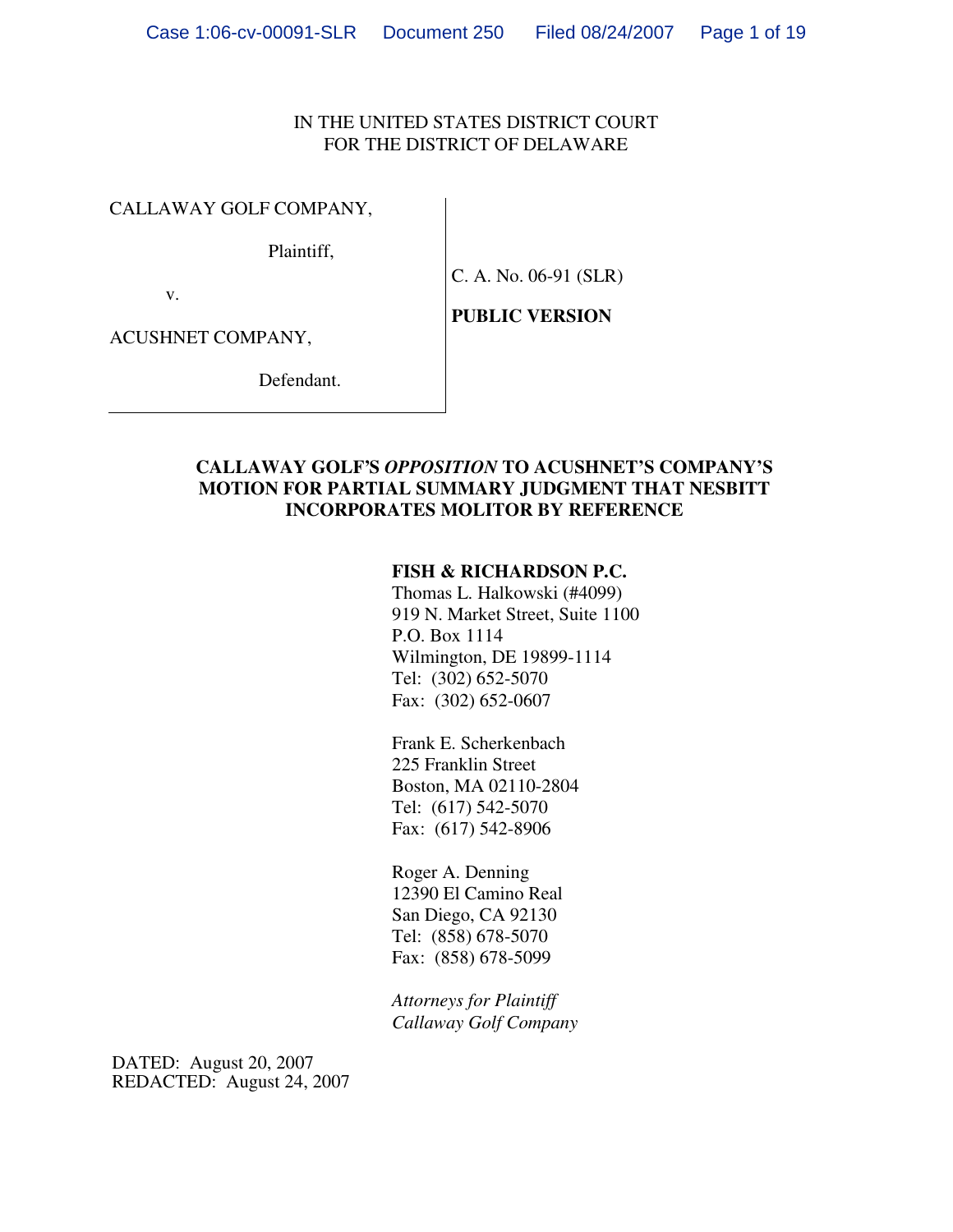IN THE UNITED STATES DISTRICT COURT
FOR THE DISTRICT OF DELAWARE

| | |
|---|---|
| CALLAWAY GOLF COMPANY,<br><br>Plaintiff,<br><br>v.<br><br>ACUSHNET COMPANY,<br><br>Defendant. | C. A. No. 06-91 (SLR)<br><br>**PUBLIC VERSION** |

**CALLAWAY GOLF'S *OPPOSITION* TO ACUSHNET'S COMPANY'S MOTION FOR PARTIAL SUMMARY JUDGMENT THAT NESBITT INCORPORATES MOLITOR BY REFERENCE**

**FISH & RICHARDSON P.C.**
Thomas L. Halkowski (#4099)
919 N. Market Street, Suite 1100
P.O. Box 1114
Wilmington, DE 19899-1114
Tel: (302) 652-5070
Fax: (302) 652-0607

Frank E. Scherkenbach
225 Franklin Street
Boston, MA 02110-2804
Tel: (617) 542-5070
Fax: (617) 542-8906

Roger A. Denning
12390 El Camino Real
San Diego, CA 92130
Tel: (858) 678-5070
Fax: (858) 678-5099

*Attorneys for Plaintiff*
*Callaway Golf Company*

DATED: August 20, 2007
REDACTED: August 24, 2007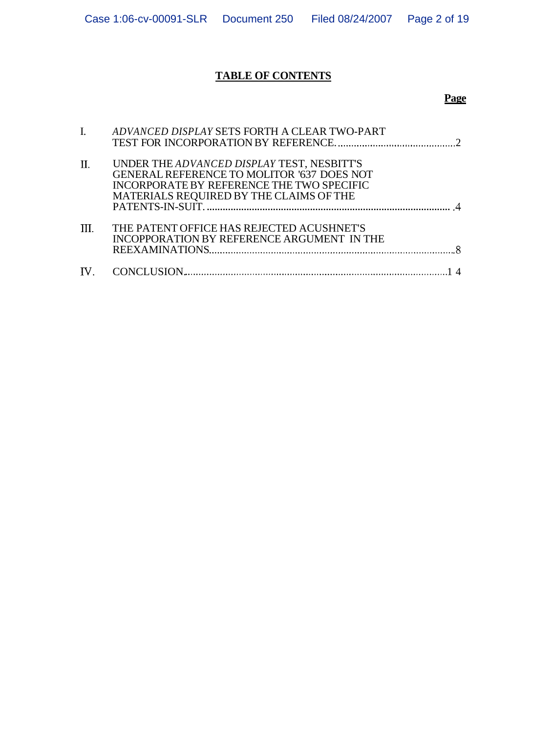# TABLE OF CONTENTS

| | | Page |
|---|---|---|
| I. | *ADVANCED DISPLAY* SETS FORTH A CLEAR TWO-PART TEST FOR INCORPORATION BY REFERENCE. | 2 |
| II. | UNDER THE *ADVANCED DISPLAY* TEST, NESBITT'S GENERAL REFERENCE TO MOLITOR '637 DOES NOT INCORPORATE BY REFERENCE THE TWO SPECIFIC MATERIALS REQUIRED BY THE CLAIMS OF THE PATENTS-IN-SUIT. | 4 |
| III. | THE PATENT OFFICE HAS REJECTED ACUSHNET'S INCOPPORATION BY REFERENCE ARGUMENT IN THE REEXAMINATIONS | 8 |
| IV. | CONCLUSION | 14 |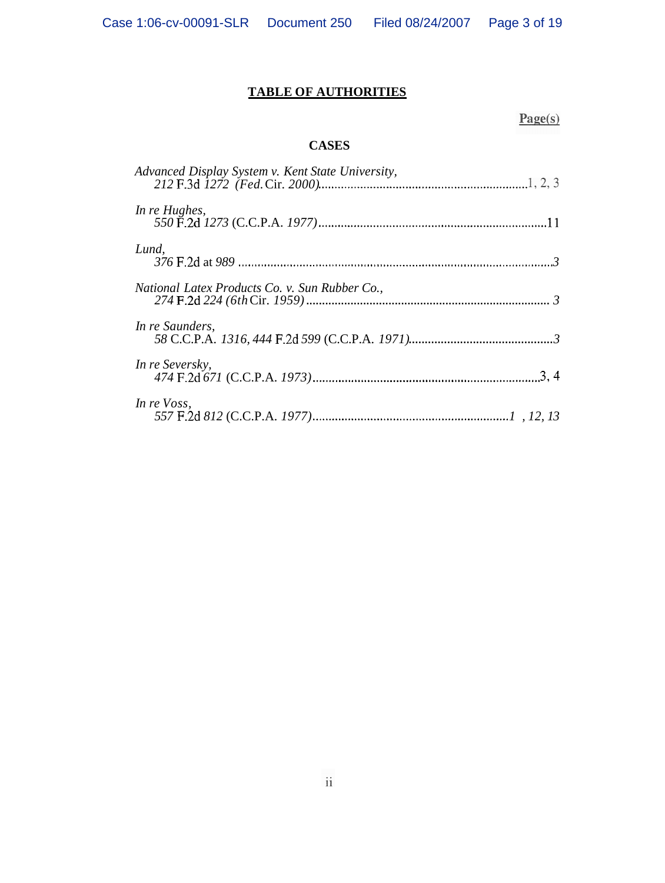# TABLE OF AUTHORITIES

**Page(s)**

## CASES

*Advanced Display System v. Kent State University*,
212 F.3d 1272 (Fed. Cir. 2000)................................................................1, 2, 3

*In re Hughes*,
550 F.2d 1273 (C.C.P.A. 1977).......................................................................11

*Lund*,
376 F.2d at 989 ..................................................................................................3

*National Latex Products Co. v. Sun Rubber Co.*,
274 F.2d 224 (6th Cir. 1959) ........................................................................... 3

*In re Saunders*,
58 C.C.P.A. 1316, 444 F.2d 599 (C.C.P.A. 1971)............................................3

*In re Seversky*,
474 F.2d 671 (C.C.P.A. 1973).......................................................................3, 4

*In re Voss*,
557 F.2d 812 (C.C.P.A. 1977)...........................................................1 , 12, 13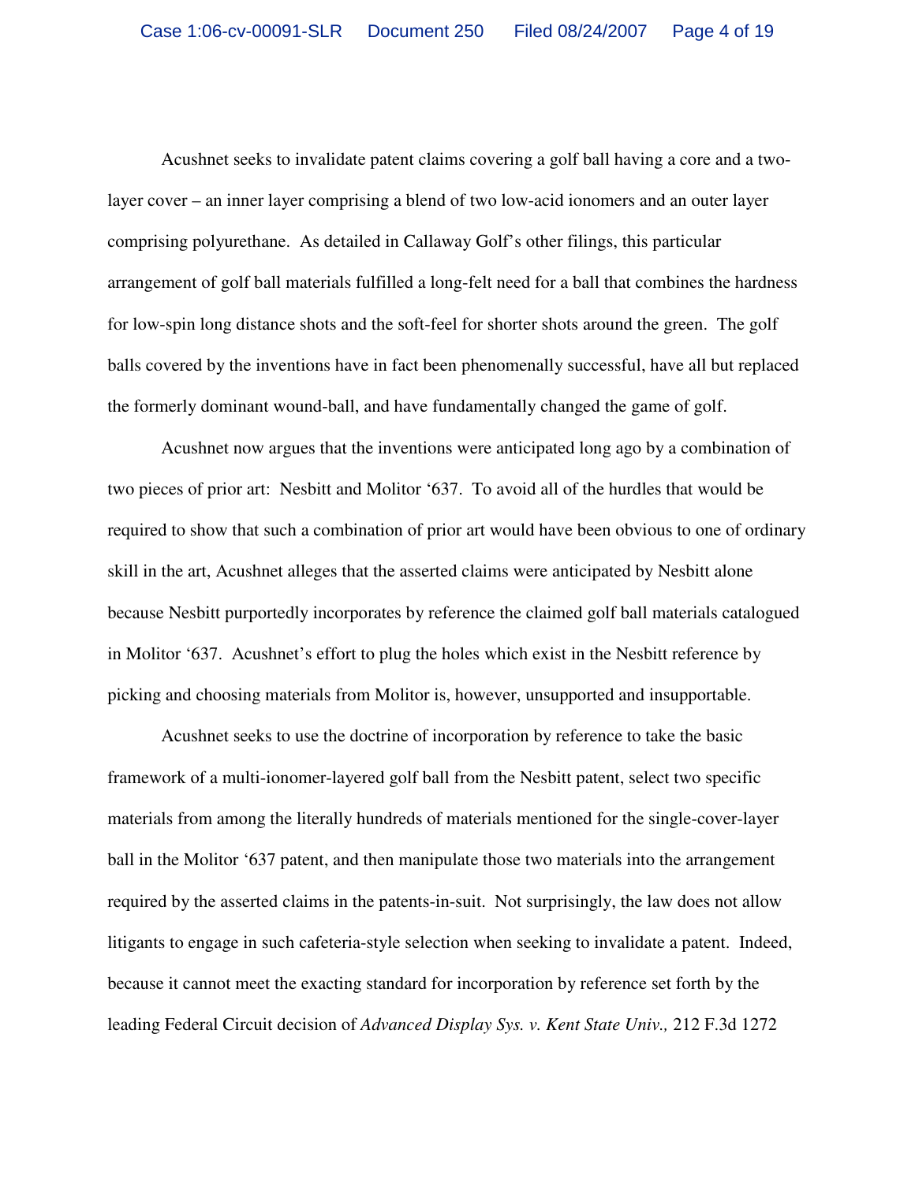Acushnet seeks to invalidate patent claims covering a golf ball having a core and a two-layer cover – an inner layer comprising a blend of two low-acid ionomers and an outer layer comprising polyurethane. As detailed in Callaway Golf's other filings, this particular arrangement of golf ball materials fulfilled a long-felt need for a ball that combines the hardness for low-spin long distance shots and the soft-feel for shorter shots around the green. The golf balls covered by the inventions have in fact been phenomenally successful, have all but replaced the formerly dominant wound-ball, and have fundamentally changed the game of golf.

Acushnet now argues that the inventions were anticipated long ago by a combination of two pieces of prior art: Nesbitt and Molitor '637. To avoid all of the hurdles that would be required to show that such a combination of prior art would have been obvious to one of ordinary skill in the art, Acushnet alleges that the asserted claims were anticipated by Nesbitt alone because Nesbitt purportedly incorporates by reference the claimed golf ball materials catalogued in Molitor '637. Acushnet's effort to plug the holes which exist in the Nesbitt reference by picking and choosing materials from Molitor is, however, unsupported and insupportable.

Acushnet seeks to use the doctrine of incorporation by reference to take the basic framework of a multi-ionomer-layered golf ball from the Nesbitt patent, select two specific materials from among the literally hundreds of materials mentioned for the single-cover-layer ball in the Molitor '637 patent, and then manipulate those two materials into the arrangement required by the asserted claims in the patents-in-suit. Not surprisingly, the law does not allow litigants to engage in such cafeteria-style selection when seeking to invalidate a patent. Indeed, because it cannot meet the exacting standard for incorporation by reference set forth by the leading Federal Circuit decision of *Advanced Display Sys. v. Kent State Univ.,* 212 F.3d 1272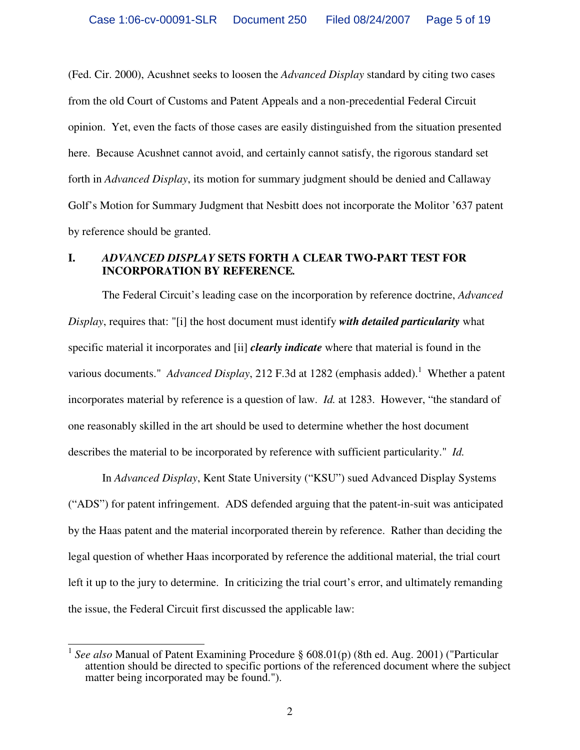(Fed. Cir. 2000), Acushnet seeks to loosen the *Advanced Display* standard by citing two cases from the old Court of Customs and Patent Appeals and a non-precedential Federal Circuit opinion. Yet, even the facts of those cases are easily distinguished from the situation presented here. Because Acushnet cannot avoid, and certainly cannot satisfy, the rigorous standard set forth in *Advanced Display*, its motion for summary judgment should be denied and Callaway Golf's Motion for Summary Judgment that Nesbitt does not incorporate the Molitor '637 patent by reference should be granted.

## I. *ADVANCED DISPLAY* SETS FORTH A CLEAR TWO-PART TEST FOR INCORPORATION BY REFERENCE.

The Federal Circuit's leading case on the incorporation by reference doctrine, *Advanced Display*, requires that: "[i] the host document must identify ***with detailed particularity*** what specific material it incorporates and [ii] ***clearly indicate*** where that material is found in the various documents." *Advanced Display*, 212 F.3d at 1282 (emphasis added).[1] Whether a patent incorporates material by reference is a question of law. *Id.* at 1283. However, "the standard of one reasonably skilled in the art should be used to determine whether the host document describes the material to be incorporated by reference with sufficient particularity." *Id.*

In *Advanced Display*, Kent State University ("KSU") sued Advanced Display Systems ("ADS") for patent infringement. ADS defended arguing that the patent-in-suit was anticipated by the Haas patent and the material incorporated therein by reference. Rather than deciding the legal question of whether Haas incorporated by reference the additional material, the trial court left it up to the jury to determine. In criticizing the trial court's error, and ultimately remanding the issue, the Federal Circuit first discussed the applicable law:

---

[1] *See also* Manual of Patent Examining Procedure § 608.01(p) (8th ed. Aug. 2001) ("Particular attention should be directed to specific portions of the referenced document where the subject matter being incorporated may be found.").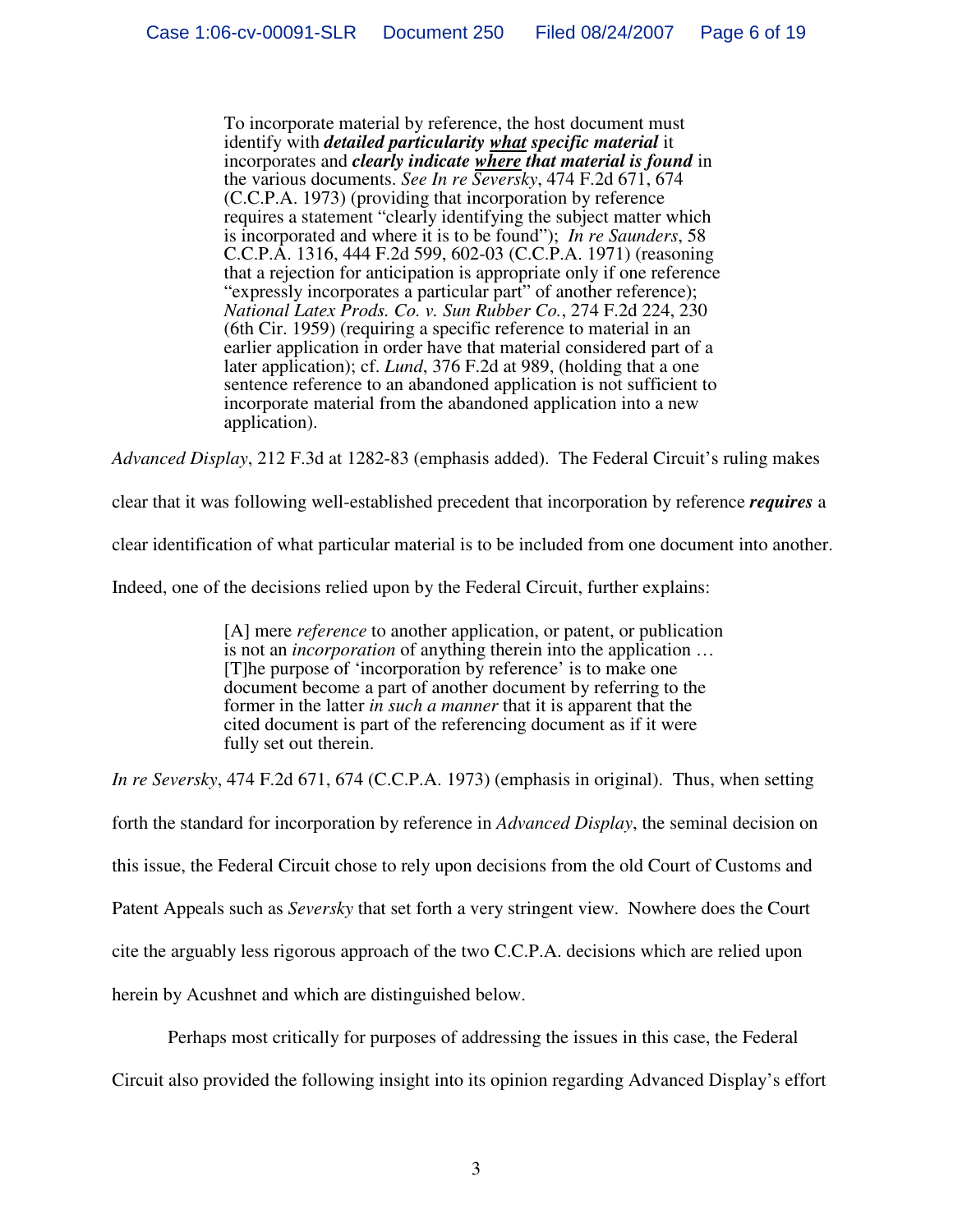> To incorporate material by reference, the host document must identify with ***detailed particularity <u>what</u> specific material*** it incorporates and ***clearly indicate <u>where</u> that material is found*** in the various documents. *See In re Seversky*, 474 F.2d 671, 674 (C.C.P.A. 1973) (providing that incorporation by reference requires a statement "clearly identifying the subject matter which is incorporated and where it is to be found"); *In re Saunders*, 58 C.C.P.A. 1316, 444 F.2d 599, 602-03 (C.C.P.A. 1971) (reasoning that a rejection for anticipation is appropriate only if one reference "expressly incorporates a particular part" of another reference); *National Latex Prods. Co. v. Sun Rubber Co.*, 274 F.2d 224, 230 (6th Cir. 1959) (requiring a specific reference to material in an earlier application in order have that material considered part of a later application); cf. *Lund*, 376 F.2d at 989, (holding that a one sentence reference to an abandoned application is not sufficient to incorporate material from the abandoned application into a new application).

*Advanced Display*, 212 F.3d at 1282-83 (emphasis added). The Federal Circuit's ruling makes clear that it was following well-established precedent that incorporation by reference ***requires*** a clear identification of what particular material is to be included from one document into another. Indeed, one of the decisions relied upon by the Federal Circuit, further explains:

> [A] mere *reference* to another application, or patent, or publication is not an *incorporation* of anything therein into the application … [T]he purpose of 'incorporation by reference' is to make one document become a part of another document by referring to the former in the latter *in such a manner* that it is apparent that the cited document is part of the referencing document as if it were fully set out therein.

*In re Seversky*, 474 F.2d 671, 674 (C.C.P.A. 1973) (emphasis in original). Thus, when setting forth the standard for incorporation by reference in *Advanced Display*, the seminal decision on this issue, the Federal Circuit chose to rely upon decisions from the old Court of Customs and Patent Appeals such as *Seversky* that set forth a very stringent view. Nowhere does the Court cite the arguably less rigorous approach of the two C.C.P.A. decisions which are relied upon herein by Acushnet and which are distinguished below.

Perhaps most critically for purposes of addressing the issues in this case, the Federal Circuit also provided the following insight into its opinion regarding Advanced Display's effort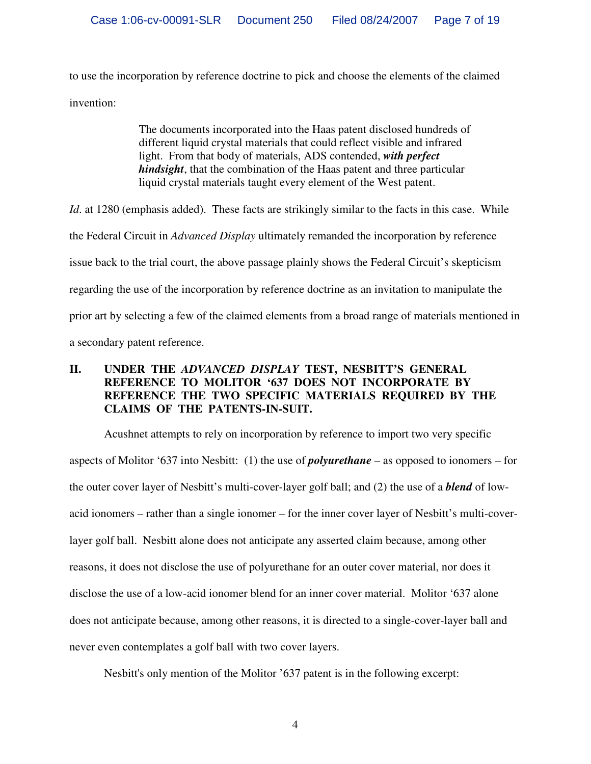to use the incorporation by reference doctrine to pick and choose the elements of the claimed invention:

> The documents incorporated into the Haas patent disclosed hundreds of different liquid crystal materials that could reflect visible and infrared light. From that body of materials, ADS contended, ***with perfect hindsight***, that the combination of the Haas patent and three particular liquid crystal materials taught every element of the West patent.

*Id*. at 1280 (emphasis added). These facts are strikingly similar to the facts in this case. While the Federal Circuit in *Advanced Display* ultimately remanded the incorporation by reference issue back to the trial court, the above passage plainly shows the Federal Circuit's skepticism regarding the use of the incorporation by reference doctrine as an invitation to manipulate the prior art by selecting a few of the claimed elements from a broad range of materials mentioned in a secondary patent reference.

## II. UNDER THE *ADVANCED DISPLAY* TEST, NESBITT'S GENERAL REFERENCE TO MOLITOR '637 DOES NOT INCORPORATE BY REFERENCE THE TWO SPECIFIC MATERIALS REQUIRED BY THE CLAIMS OF THE PATENTS-IN-SUIT.

Acushnet attempts to rely on incorporation by reference to import two very specific aspects of Molitor '637 into Nesbitt: (1) the use of ***polyurethane*** – as opposed to ionomers – for the outer cover layer of Nesbitt's multi-cover-layer golf ball; and (2) the use of a ***blend*** of low-acid ionomers – rather than a single ionomer – for the inner cover layer of Nesbitt's multi-cover-layer golf ball. Nesbitt alone does not anticipate any asserted claim because, among other reasons, it does not disclose the use of polyurethane for an outer cover material, nor does it disclose the use of a low-acid ionomer blend for an inner cover material. Molitor '637 alone does not anticipate because, among other reasons, it is directed to a single-cover-layer ball and never even contemplates a golf ball with two cover layers.

Nesbitt's only mention of the Molitor '637 patent is in the following excerpt: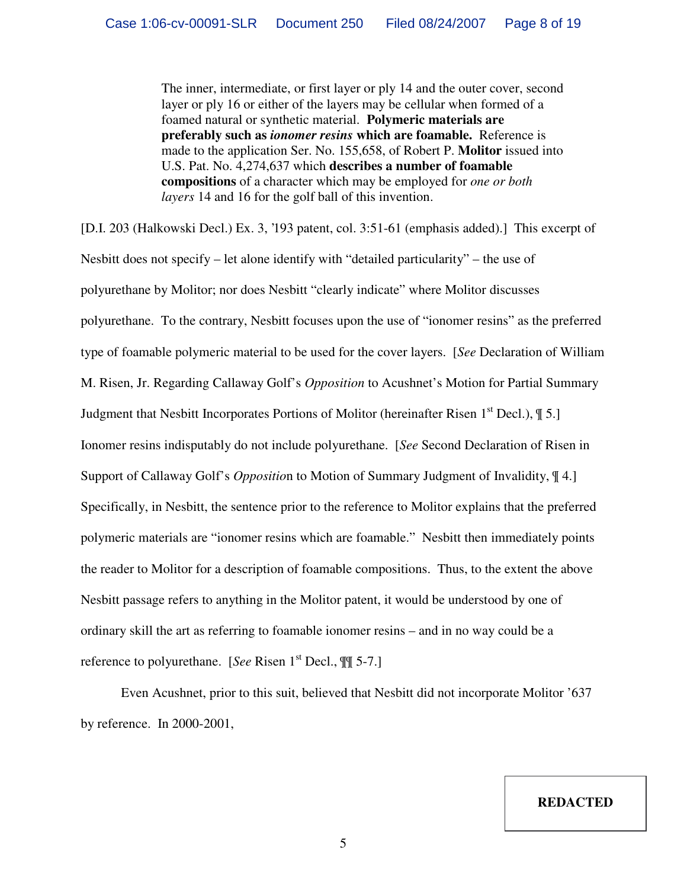> The inner, intermediate, or first layer or ply 14 and the outer cover, second layer or ply 16 or either of the layers may be cellular when formed of a foamed natural or synthetic material. **Polymeric materials are preferably such as *ionomer resins* which are foamable.** Reference is made to the application Ser. No. 155,658, of Robert P. **Molitor** issued into U.S. Pat. No. 4,274,637 which **describes a number of foamable compositions** of a character which may be employed for *one or both layers* 14 and 16 for the golf ball of this invention.

[D.I. 203 (Halkowski Decl.) Ex. 3, '193 patent, col. 3:51-61 (emphasis added).] This excerpt of Nesbitt does not specify – let alone identify with "detailed particularity" – the use of polyurethane by Molitor; nor does Nesbitt "clearly indicate" where Molitor discusses polyurethane. To the contrary, Nesbitt focuses upon the use of "ionomer resins" as the preferred type of foamable polymeric material to be used for the cover layers. [*See* Declaration of William M. Risen, Jr. Regarding Callaway Golf's *Opposition* to Acushnet's Motion for Partial Summary Judgment that Nesbitt Incorporates Portions of Molitor (hereinafter Risen 1st Decl.), ¶ 5.] Ionomer resins indisputably do not include polyurethane. [*See* Second Declaration of Risen in Support of Callaway Golf's *Opposition* to Motion of Summary Judgment of Invalidity, ¶ 4.] Specifically, in Nesbitt, the sentence prior to the reference to Molitor explains that the preferred polymeric materials are "ionomer resins which are foamable." Nesbitt then immediately points the reader to Molitor for a description of foamable compositions. Thus, to the extent the above Nesbitt passage refers to anything in the Molitor patent, it would be understood by one of ordinary skill the art as referring to foamable ionomer resins – and in no way could be a reference to polyurethane. [*See* Risen 1st Decl., ¶¶ 5-7.]

Even Acushnet, prior to this suit, believed that Nesbitt did not incorporate Molitor '637 by reference. In 2000-2001,

**REDACTED**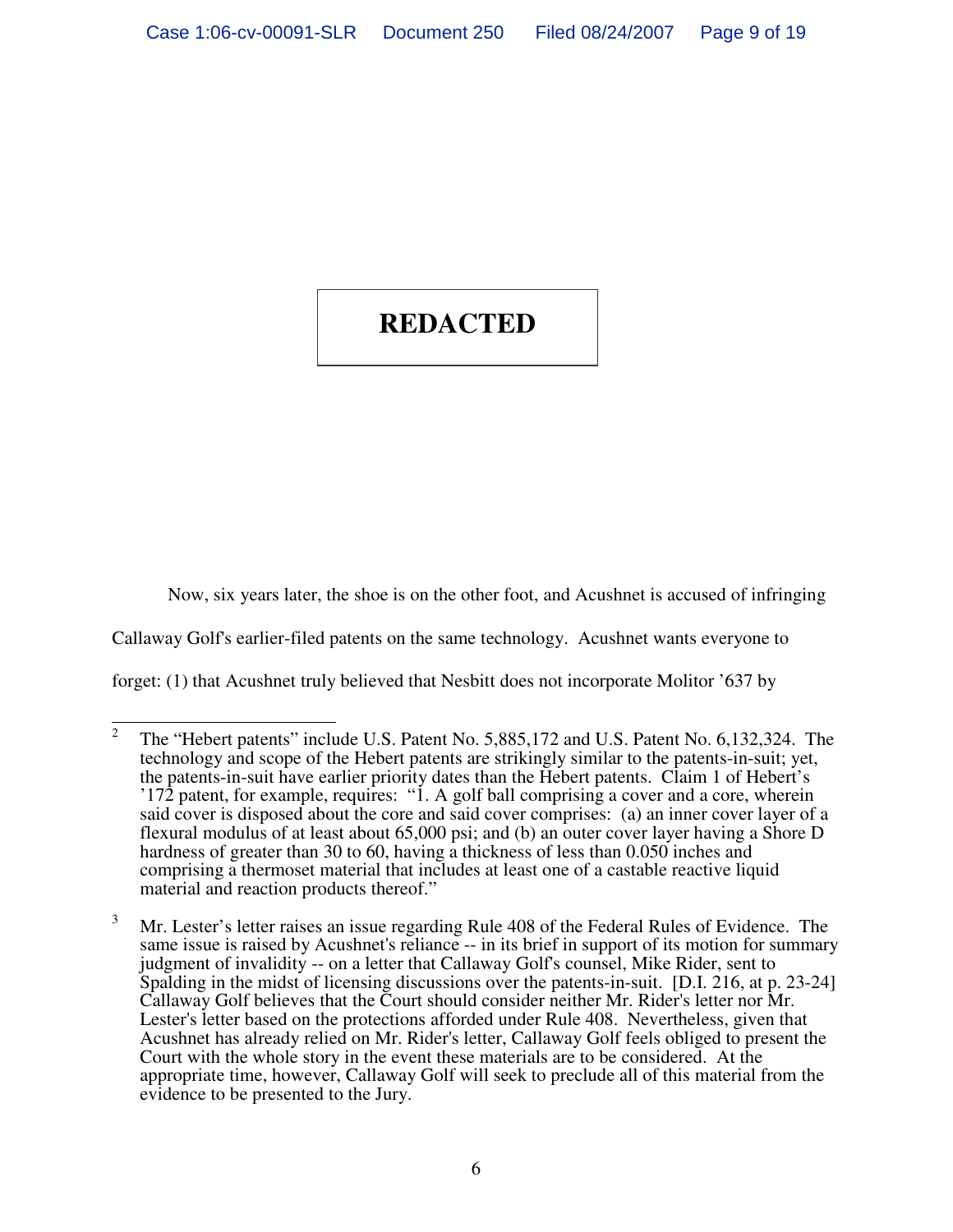**REDACTED**

Now, six years later, the shoe is on the other foot, and Acushnet is accused of infringing Callaway Golf's earlier-filed patents on the same technology. Acushnet wants everyone to forget: (1) that Acushnet truly believed that Nesbitt does not incorporate Molitor '637 by

---

[2] The "Hebert patents" include U.S. Patent No. 5,885,172 and U.S. Patent No. 6,132,324. The technology and scope of the Hebert patents are strikingly similar to the patents-in-suit; yet, the patents-in-suit have earlier priority dates than the Hebert patents. Claim 1 of Hebert's '172 patent, for example, requires: "1. A golf ball comprising a cover and a core, wherein said cover is disposed about the core and said cover comprises: (a) an inner cover layer of a flexural modulus of at least about 65,000 psi; and (b) an outer cover layer having a Shore D hardness of greater than 30 to 60, having a thickness of less than 0.050 inches and comprising a thermoset material that includes at least one of a castable reactive liquid material and reaction products thereof."

[3] Mr. Lester's letter raises an issue regarding Rule 408 of the Federal Rules of Evidence. The same issue is raised by Acushnet's reliance -- in its brief in support of its motion for summary judgment of invalidity -- on a letter that Callaway Golf's counsel, Mike Rider, sent to Spalding in the midst of licensing discussions over the patents-in-suit. [D.I. 216, at p. 23-24] Callaway Golf believes that the Court should consider neither Mr. Rider's letter nor Mr. Lester's letter based on the protections afforded under Rule 408. Nevertheless, given that Acushnet has already relied on Mr. Rider's letter, Callaway Golf feels obliged to present the Court with the whole story in the event these materials are to be considered. At the appropriate time, however, Callaway Golf will seek to preclude all of this material from the evidence to be presented to the Jury.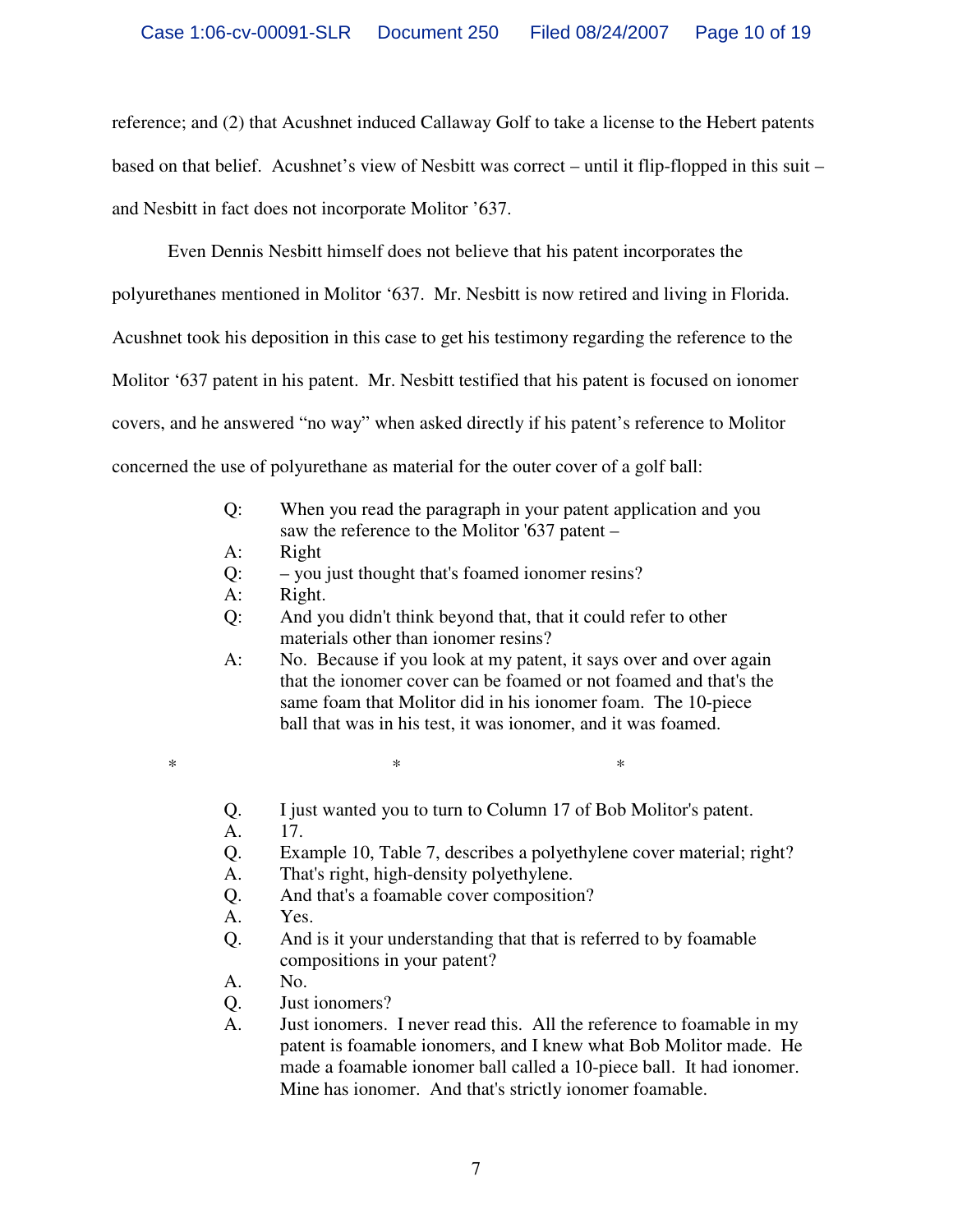reference; and (2) that Acushnet induced Callaway Golf to take a license to the Hebert patents based on that belief. Acushnet's view of Nesbitt was correct – until it flip-flopped in this suit – and Nesbitt in fact does not incorporate Molitor '637.

Even Dennis Nesbitt himself does not believe that his patent incorporates the polyurethanes mentioned in Molitor '637. Mr. Nesbitt is now retired and living in Florida. Acushnet took his deposition in this case to get his testimony regarding the reference to the Molitor '637 patent in his patent. Mr. Nesbitt testified that his patent is focused on ionomer covers, and he answered "no way" when asked directly if his patent's reference to Molitor concerned the use of polyurethane as material for the outer cover of a golf ball:

> Q: When you read the paragraph in your patent application and you saw the reference to the Molitor '637 patent –
> A: Right
> Q: – you just thought that's foamed ionomer resins?
> A: Right.
> Q: And you didn't think beyond that, that it could refer to other materials other than ionomer resins?
> A: No. Because if you look at my patent, it says over and over again that the ionomer cover can be foamed or not foamed and that's the same foam that Molitor did in his ionomer foam. The 10-piece ball that was in his test, it was ionomer, and it was foamed.
>
> \* \* \*
>
> Q. I just wanted you to turn to Column 17 of Bob Molitor's patent.
> A. 17.
> Q. Example 10, Table 7, describes a polyethylene cover material; right?
> A. That's right, high-density polyethylene.
> Q. And that's a foamable cover composition?
> A. Yes.
> Q. And is it your understanding that that is referred to by foamable compositions in your patent?
> A. No.
> Q. Just ionomers?
> A. Just ionomers. I never read this. All the reference to foamable in my patent is foamable ionomers, and I knew what Bob Molitor made. He made a foamable ionomer ball called a 10-piece ball. It had ionomer. Mine has ionomer. And that's strictly ionomer foamable.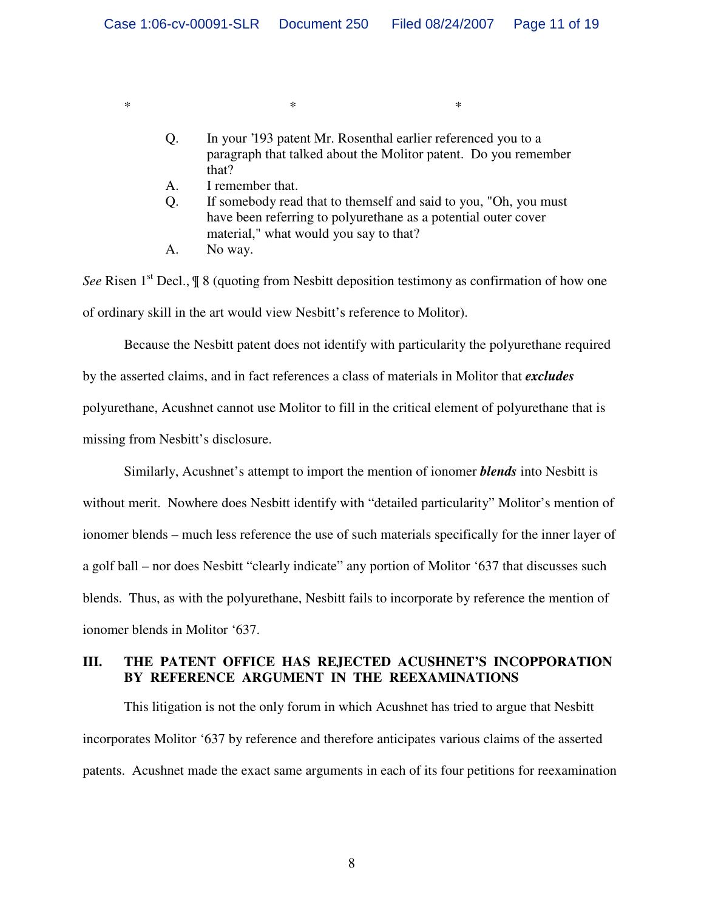\*                    \*                    \*

Q. In your '193 patent Mr. Rosenthal earlier referenced you to a paragraph that talked about the Molitor patent. Do you remember that?

A. I remember that.

Q. If somebody read that to themself and said to you, "Oh, you must have been referring to polyurethane as a potential outer cover material," what would you say to that?

A. No way.

*See* Risen 1st Decl., ¶ 8 (quoting from Nesbitt deposition testimony as confirmation of how one of ordinary skill in the art would view Nesbitt's reference to Molitor).

Because the Nesbitt patent does not identify with particularity the polyurethane required by the asserted claims, and in fact references a class of materials in Molitor that ***excludes*** polyurethane, Acushnet cannot use Molitor to fill in the critical element of polyurethane that is missing from Nesbitt's disclosure.

Similarly, Acushnet's attempt to import the mention of ionomer ***blends*** into Nesbitt is without merit. Nowhere does Nesbitt identify with "detailed particularity" Molitor's mention of ionomer blends – much less reference the use of such materials specifically for the inner layer of a golf ball – nor does Nesbitt "clearly indicate" any portion of Molitor '637 that discusses such blends. Thus, as with the polyurethane, Nesbitt fails to incorporate by reference the mention of ionomer blends in Molitor '637.

## III. THE PATENT OFFICE HAS REJECTED ACUSHNET'S INCOPPORATION BY REFERENCE ARGUMENT IN THE REEXAMINATIONS

This litigation is not the only forum in which Acushnet has tried to argue that Nesbitt incorporates Molitor '637 by reference and therefore anticipates various claims of the asserted patents. Acushnet made the exact same arguments in each of its four petitions for reexamination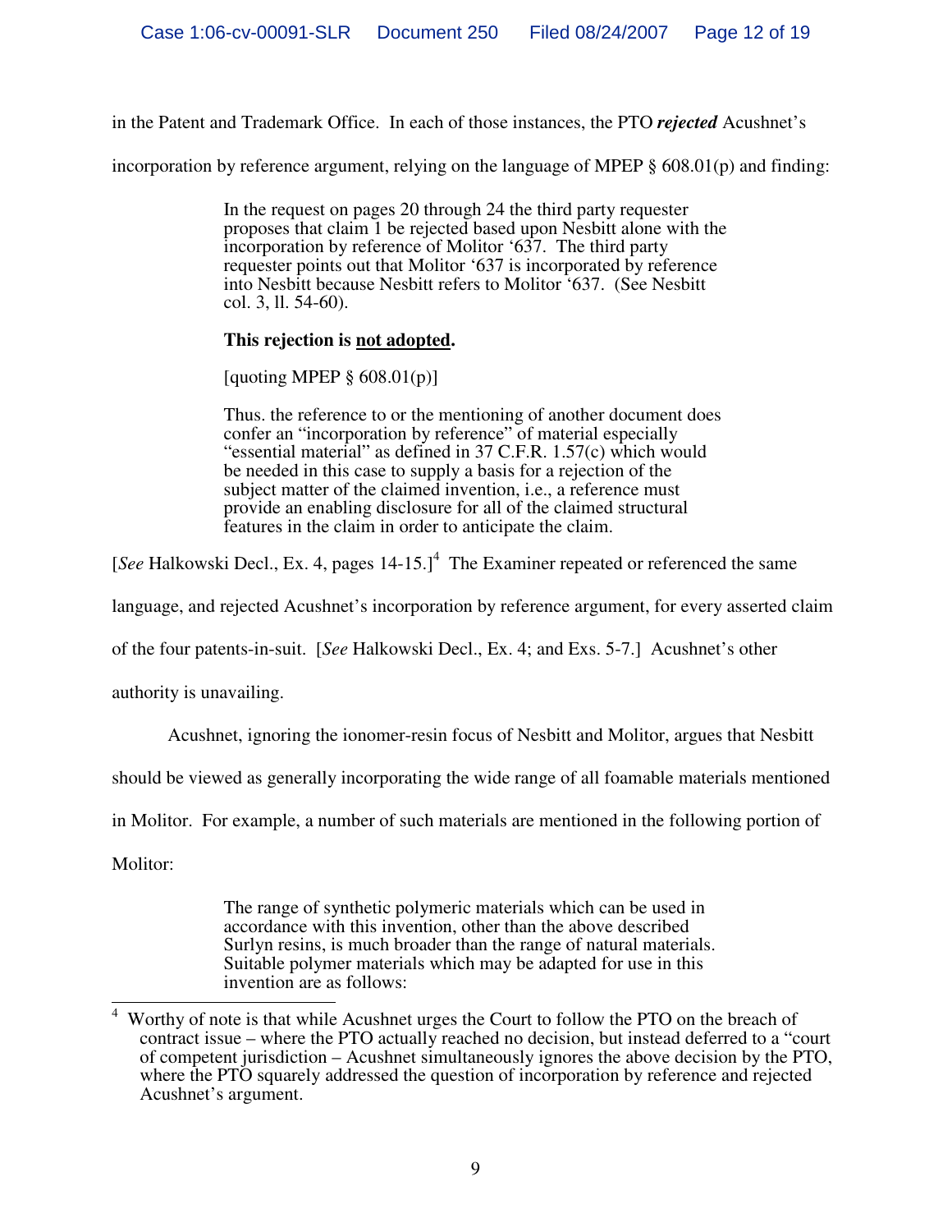in the Patent and Trademark Office. In each of those instances, the PTO ***rejected*** Acushnet's incorporation by reference argument, relying on the language of MPEP § 608.01(p) and finding:

> In the request on pages 20 through 24 the third party requester proposes that claim 1 be rejected based upon Nesbitt alone with the incorporation by reference of Molitor '637. The third party requester points out that Molitor '637 is incorporated by reference into Nesbitt because Nesbitt refers to Molitor '637. (See Nesbitt col. 3, ll. 54-60).
>
> **This rejection is <u>not adopted</u>.**
>
> [quoting MPEP § 608.01(p)]
>
> Thus. the reference to or the mentioning of another document does confer an "incorporation by reference" of material especially "essential material" as defined in 37 C.F.R. 1.57(c) which would be needed in this case to supply a basis for a rejection of the subject matter of the claimed invention, i.e., a reference must provide an enabling disclosure for all of the claimed structural features in the claim in order to anticipate the claim.

[*See* Halkowski Decl., Ex. 4, pages 14-15.][4] The Examiner repeated or referenced the same language, and rejected Acushnet's incorporation by reference argument, for every asserted claim of the four patents-in-suit. [*See* Halkowski Decl., Ex. 4; and Exs. 5-7.] Acushnet's other authority is unavailing.

Acushnet, ignoring the ionomer-resin focus of Nesbitt and Molitor, argues that Nesbitt should be viewed as generally incorporating the wide range of all foamable materials mentioned in Molitor. For example, a number of such materials are mentioned in the following portion of Molitor:

> The range of synthetic polymeric materials which can be used in accordance with this invention, other than the above described Surlyn resins, is much broader than the range of natural materials. Suitable polymer materials which may be adapted for use in this invention are as follows:

---

[4] Worthy of note is that while Acushnet urges the Court to follow the PTO on the breach of contract issue – where the PTO actually reached no decision, but instead deferred to a "court of competent jurisdiction – Acushnet simultaneously ignores the above decision by the PTO, where the PTO squarely addressed the question of incorporation by reference and rejected Acushnet's argument.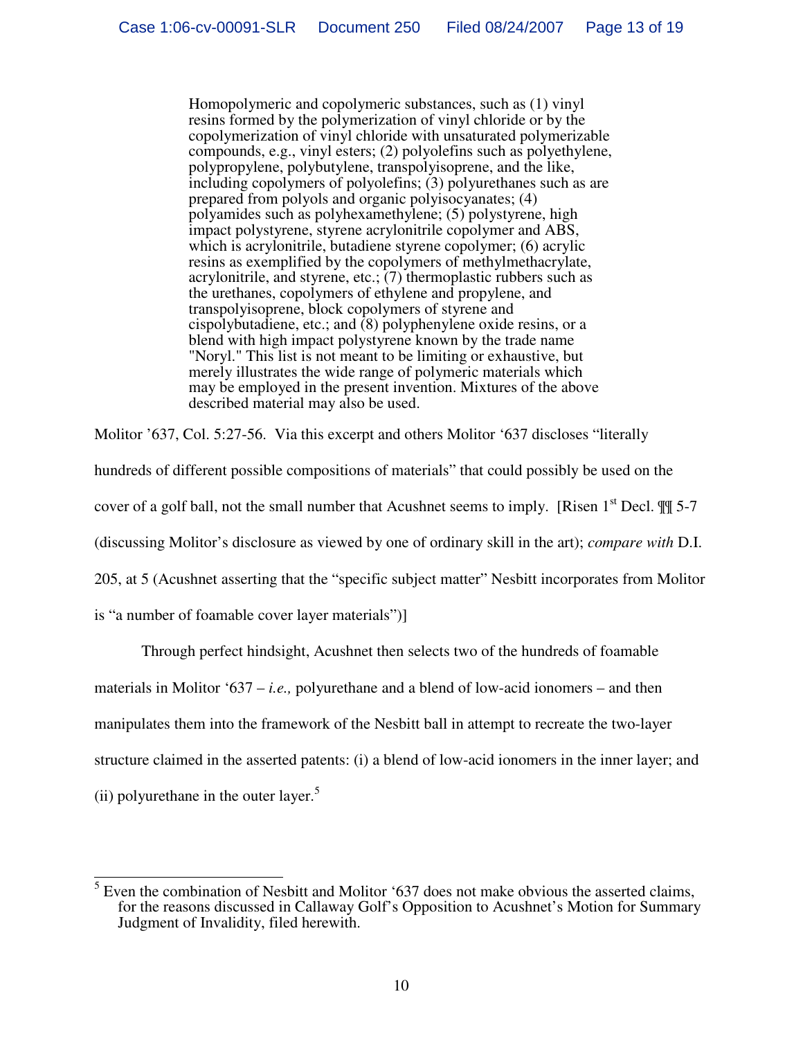> Homopolymeric and copolymeric substances, such as (1) vinyl resins formed by the polymerization of vinyl chloride or by the copolymerization of vinyl chloride with unsaturated polymerizable compounds, e.g., vinyl esters; (2) polyolefins such as polyethylene, polypropylene, polybutylene, transpolyisoprene, and the like, including copolymers of polyolefins; (3) polyurethanes such as are prepared from polyols and organic polyisocyanates; (4) polyamides such as polyhexamethylene; (5) polystyrene, high impact polystyrene, styrene acrylonitrile copolymer and ABS, which is acrylonitrile, butadiene styrene copolymer; (6) acrylic resins as exemplified by the copolymers of methylmethacrylate, acrylonitrile, and styrene, etc.; (7) thermoplastic rubbers such as the urethanes, copolymers of ethylene and propylene, and transpolyisoprene, block copolymers of styrene and cispolybutadiene, etc.; and (8) polyphenylene oxide resins, or a blend with high impact polystyrene known by the trade name "Noryl." This list is not meant to be limiting or exhaustive, but merely illustrates the wide range of polymeric materials which may be employed in the present invention. Mixtures of the above described material may also be used.

Molitor '637, Col. 5:27-56. Via this excerpt and others Molitor '637 discloses "literally hundreds of different possible compositions of materials" that could possibly be used on the cover of a golf ball, not the small number that Acushnet seems to imply. [Risen 1st Decl. ¶¶ 5-7 (discussing Molitor's disclosure as viewed by one of ordinary skill in the art); *compare with* D.I. 205, at 5 (Acushnet asserting that the "specific subject matter" Nesbitt incorporates from Molitor is "a number of foamable cover layer materials")]

Through perfect hindsight, Acushnet then selects two of the hundreds of foamable materials in Molitor '637 – *i.e.,* polyurethane and a blend of low-acid ionomers – and then manipulates them into the framework of the Nesbitt ball in attempt to recreate the two-layer structure claimed in the asserted patents: (i) a blend of low-acid ionomers in the inner layer; and (ii) polyurethane in the outer layer.[5]

---

[5] Even the combination of Nesbitt and Molitor '637 does not make obvious the asserted claims, for the reasons discussed in Callaway Golf's Opposition to Acushnet's Motion for Summary Judgment of Invalidity, filed herewith.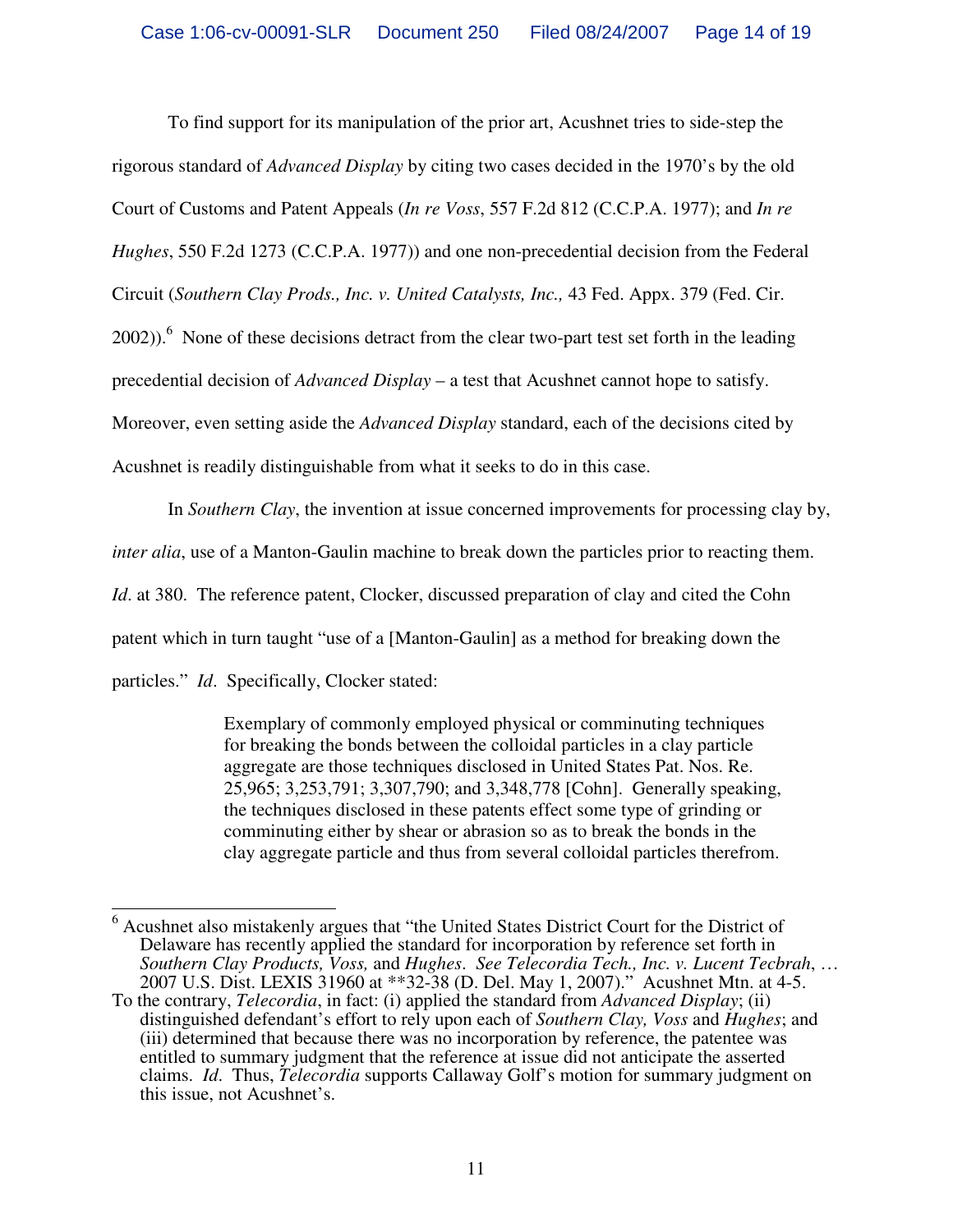To find support for its manipulation of the prior art, Acushnet tries to side-step the rigorous standard of *Advanced Display* by citing two cases decided in the 1970's by the old Court of Customs and Patent Appeals (*In re Voss*, 557 F.2d 812 (C.C.P.A. 1977); and *In re Hughes*, 550 F.2d 1273 (C.C.P.A. 1977)) and one non-precedential decision from the Federal Circuit (*Southern Clay Prods., Inc. v. United Catalysts, Inc.,* 43 Fed. Appx. 379 (Fed. Cir. 2002)).[6] None of these decisions detract from the clear two-part test set forth in the leading precedential decision of *Advanced Display* – a test that Acushnet cannot hope to satisfy. Moreover, even setting aside the *Advanced Display* standard, each of the decisions cited by Acushnet is readily distinguishable from what it seeks to do in this case.

In *Southern Clay*, the invention at issue concerned improvements for processing clay by, *inter alia*, use of a Manton-Gaulin machine to break down the particles prior to reacting them. *Id.* at 380. The reference patent, Clocker, discussed preparation of clay and cited the Cohn patent which in turn taught "use of a [Manton-Gaulin] as a method for breaking down the particles." *Id*. Specifically, Clocker stated:

> Exemplary of commonly employed physical or comminuting techniques for breaking the bonds between the colloidal particles in a clay particle aggregate are those techniques disclosed in United States Pat. Nos. Re. 25,965; 3,253,791; 3,307,790; and 3,348,778 [Cohn]. Generally speaking, the techniques disclosed in these patents effect some type of grinding or comminuting either by shear or abrasion so as to break the bonds in the clay aggregate particle and thus from several colloidal particles therefrom.

---

[6] Acushnet also mistakenly argues that "the United States District Court for the District of Delaware has recently applied the standard for incorporation by reference set forth in *Southern Clay Products, Voss,* and *Hughes*. *See Telecordia Tech., Inc. v. Lucent Tecbrah*, … 2007 U.S. Dist. LEXIS 31960 at **32-38 (D. Del. May 1, 2007)." Acushnet Mtn. at 4-5. To the contrary, *Telecordia*, in fact: (i) applied the standard from *Advanced Display*; (ii) distinguished defendant's effort to rely upon each of *Southern Clay, Voss* and *Hughes*; and (iii) determined that because there was no incorporation by reference, the patentee was entitled to summary judgment that the reference at issue did not anticipate the asserted claims. *Id*. Thus, *Telecordia* supports Callaway Golf's motion for summary judgment on this issue, not Acushnet's.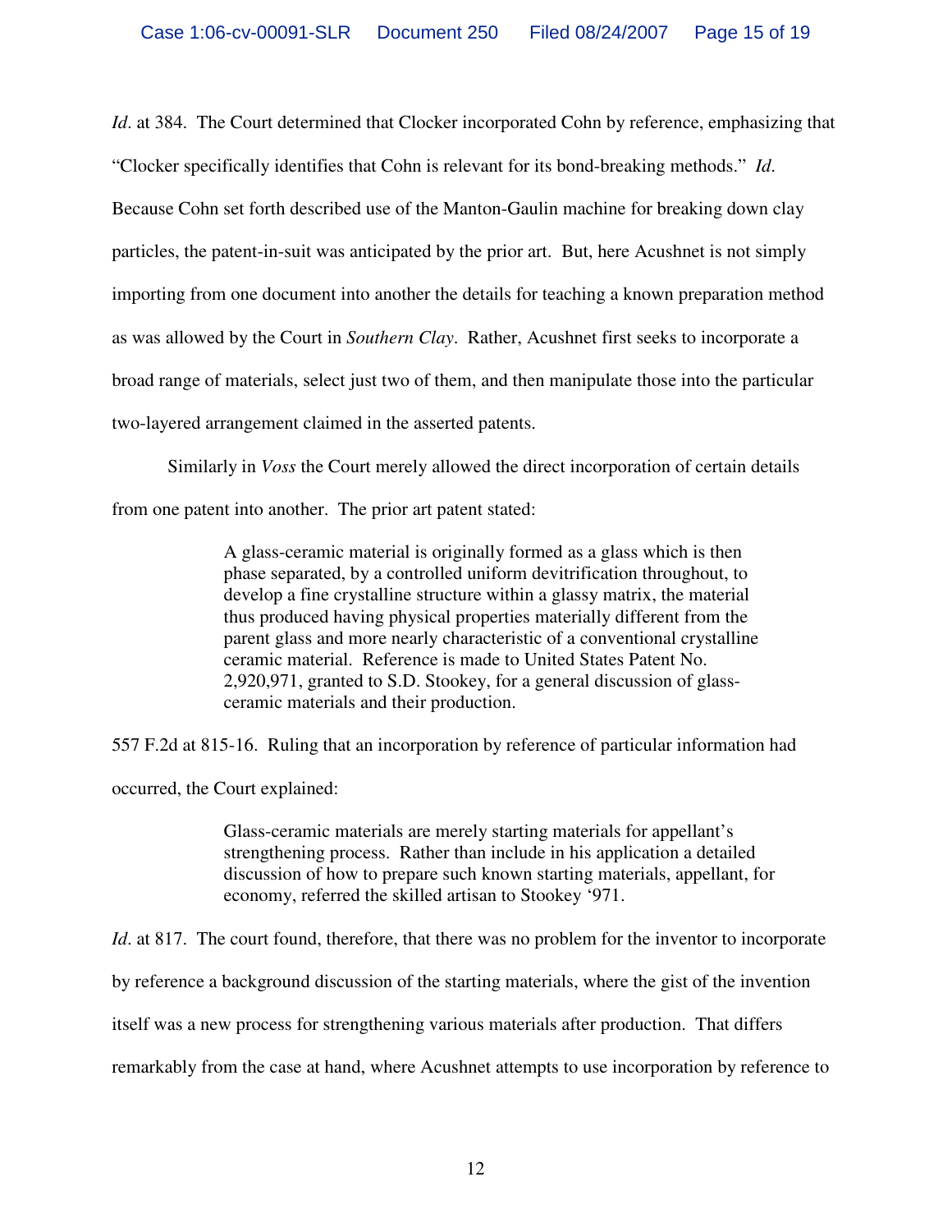*Id*. at 384. The Court determined that Clocker incorporated Cohn by reference, emphasizing that "Clocker specifically identifies that Cohn is relevant for its bond-breaking methods." *Id*. Because Cohn set forth described use of the Manton-Gaulin machine for breaking down clay particles, the patent-in-suit was anticipated by the prior art. But, here Acushnet is not simply importing from one document into another the details for teaching a known preparation method as was allowed by the Court in *Southern Clay*. Rather, Acushnet first seeks to incorporate a broad range of materials, select just two of them, and then manipulate those into the particular two-layered arrangement claimed in the asserted patents.

Similarly in *Voss* the Court merely allowed the direct incorporation of certain details from one patent into another. The prior art patent stated:

> A glass-ceramic material is originally formed as a glass which is then phase separated, by a controlled uniform devitrification throughout, to develop a fine crystalline structure within a glassy matrix, the material thus produced having physical properties materially different from the parent glass and more nearly characteristic of a conventional crystalline ceramic material. Reference is made to United States Patent No. 2,920,971, granted to S.D. Stookey, for a general discussion of glass-ceramic materials and their production.

557 F.2d at 815-16. Ruling that an incorporation by reference of particular information had occurred, the Court explained:

> Glass-ceramic materials are merely starting materials for appellant's strengthening process. Rather than include in his application a detailed discussion of how to prepare such known starting materials, appellant, for economy, referred the skilled artisan to Stookey '971.

*Id*. at 817. The court found, therefore, that there was no problem for the inventor to incorporate by reference a background discussion of the starting materials, where the gist of the invention itself was a new process for strengthening various materials after production. That differs remarkably from the case at hand, where Acushnet attempts to use incorporation by reference to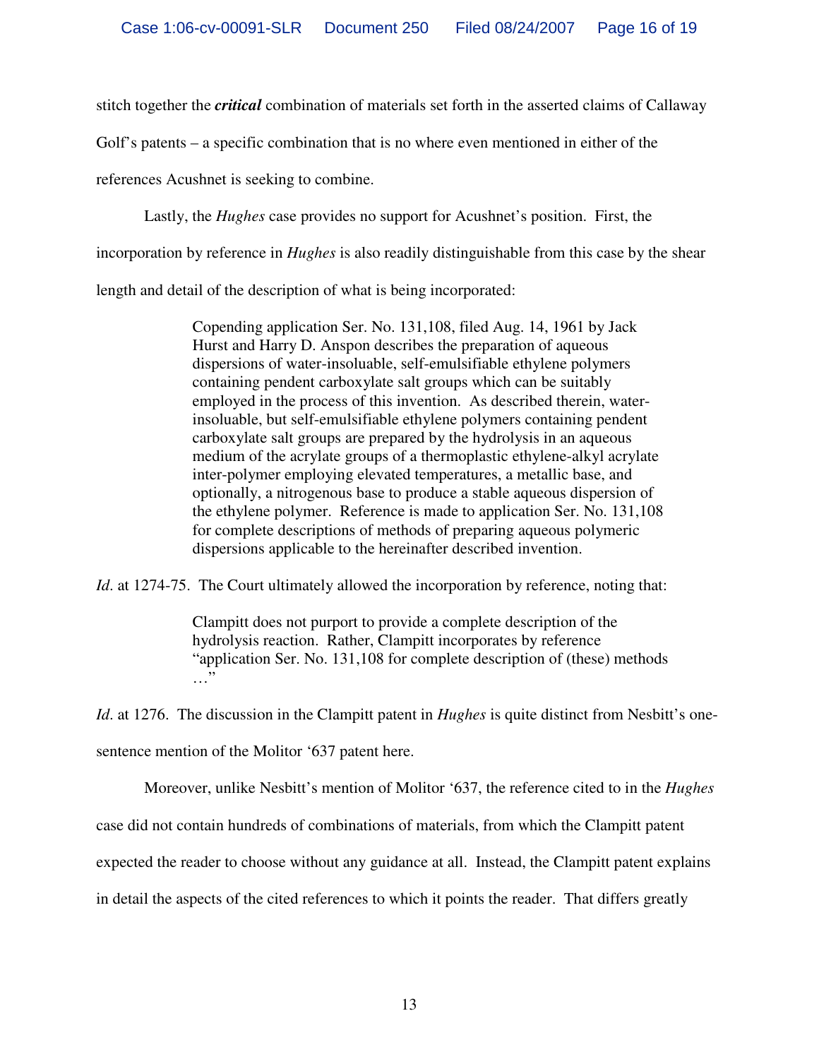stitch together the ***critical*** combination of materials set forth in the asserted claims of Callaway Golf's patents – a specific combination that is no where even mentioned in either of the references Acushnet is seeking to combine.

Lastly, the *Hughes* case provides no support for Acushnet's position. First, the incorporation by reference in *Hughes* is also readily distinguishable from this case by the shear length and detail of the description of what is being incorporated:

> Copending application Ser. No. 131,108, filed Aug. 14, 1961 by Jack Hurst and Harry D. Anspon describes the preparation of aqueous dispersions of water-insoluable, self-emulsifiable ethylene polymers containing pendent carboxylate salt groups which can be suitably employed in the process of this invention. As described therein, water-insoluable, but self-emulsifiable ethylene polymers containing pendent carboxylate salt groups are prepared by the hydrolysis in an aqueous medium of the acrylate groups of a thermoplastic ethylene-alkyl acrylate inter-polymer employing elevated temperatures, a metallic base, and optionally, a nitrogenous base to produce a stable aqueous dispersion of the ethylene polymer. Reference is made to application Ser. No. 131,108 for complete descriptions of methods of preparing aqueous polymeric dispersions applicable to the hereinafter described invention.

*Id*. at 1274-75. The Court ultimately allowed the incorporation by reference, noting that:

> Clampitt does not purport to provide a complete description of the hydrolysis reaction. Rather, Clampitt incorporates by reference "application Ser. No. 131,108 for complete description of (these) methods …"

*Id*. at 1276. The discussion in the Clampitt patent in *Hughes* is quite distinct from Nesbitt's one-sentence mention of the Molitor '637 patent here.

Moreover, unlike Nesbitt's mention of Molitor '637, the reference cited to in the *Hughes* case did not contain hundreds of combinations of materials, from which the Clampitt patent expected the reader to choose without any guidance at all. Instead, the Clampitt patent explains in detail the aspects of the cited references to which it points the reader. That differs greatly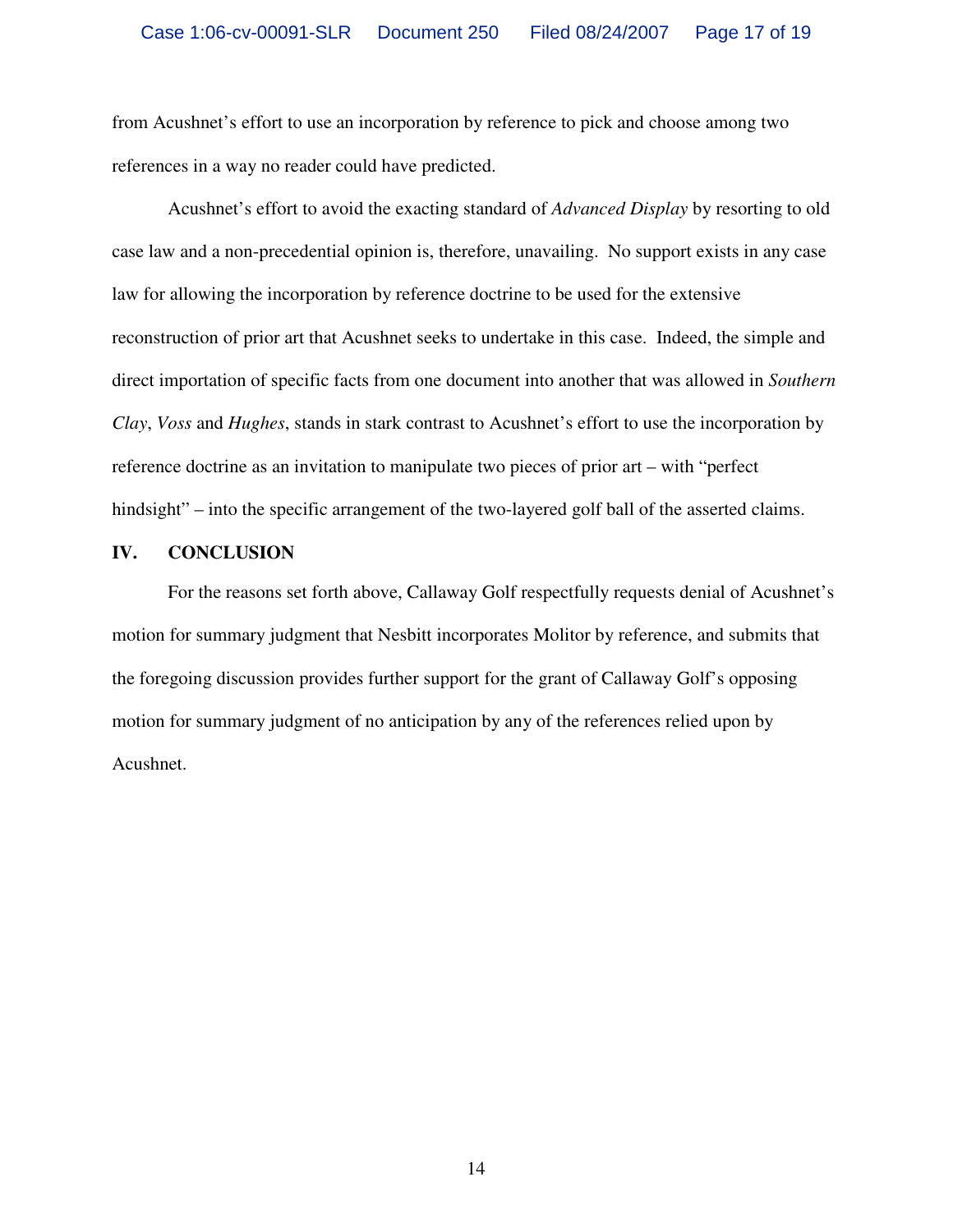from Acushnet's effort to use an incorporation by reference to pick and choose among two references in a way no reader could have predicted.

Acushnet's effort to avoid the exacting standard of *Advanced Display* by resorting to old case law and a non-precedential opinion is, therefore, unavailing. No support exists in any case law for allowing the incorporation by reference doctrine to be used for the extensive reconstruction of prior art that Acushnet seeks to undertake in this case. Indeed, the simple and direct importation of specific facts from one document into another that was allowed in *Southern Clay*, *Voss* and *Hughes*, stands in stark contrast to Acushnet's effort to use the incorporation by reference doctrine as an invitation to manipulate two pieces of prior art – with "perfect hindsight" – into the specific arrangement of the two-layered golf ball of the asserted claims.

## IV. CONCLUSION

For the reasons set forth above, Callaway Golf respectfully requests denial of Acushnet's motion for summary judgment that Nesbitt incorporates Molitor by reference, and submits that the foregoing discussion provides further support for the grant of Callaway Golf's opposing motion for summary judgment of no anticipation by any of the references relied upon by Acushnet.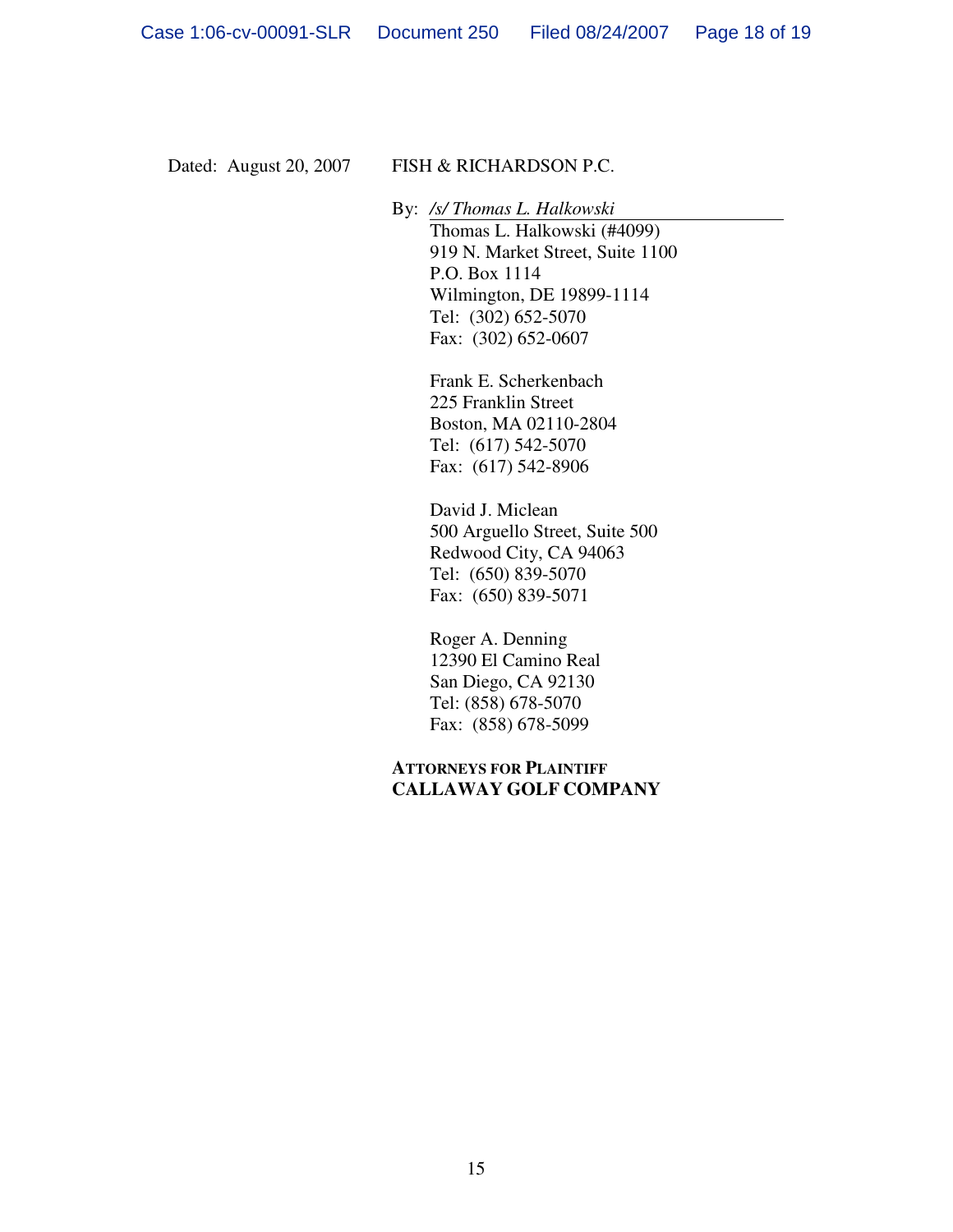Dated: August 20, 2007

FISH & RICHARDSON P.C.

By: */s/ Thomas L. Halkowski*

Thomas L. Halkowski (#4099)
919 N. Market Street, Suite 1100
P.O. Box 1114
Wilmington, DE 19899-1114
Tel: (302) 652-5070
Fax: (302) 652-0607

Frank E. Scherkenbach
225 Franklin Street
Boston, MA 02110-2804
Tel: (617) 542-5070
Fax: (617) 542-8906

David J. Miclean
500 Arguello Street, Suite 500
Redwood City, CA 94063
Tel: (650) 839-5070
Fax: (650) 839-5071

Roger A. Denning
12390 El Camino Real
San Diego, CA 92130
Tel: (858) 678-5070
Fax: (858) 678-5099

**ATTORNEYS FOR PLAINTIFF**
**CALLAWAY GOLF COMPANY**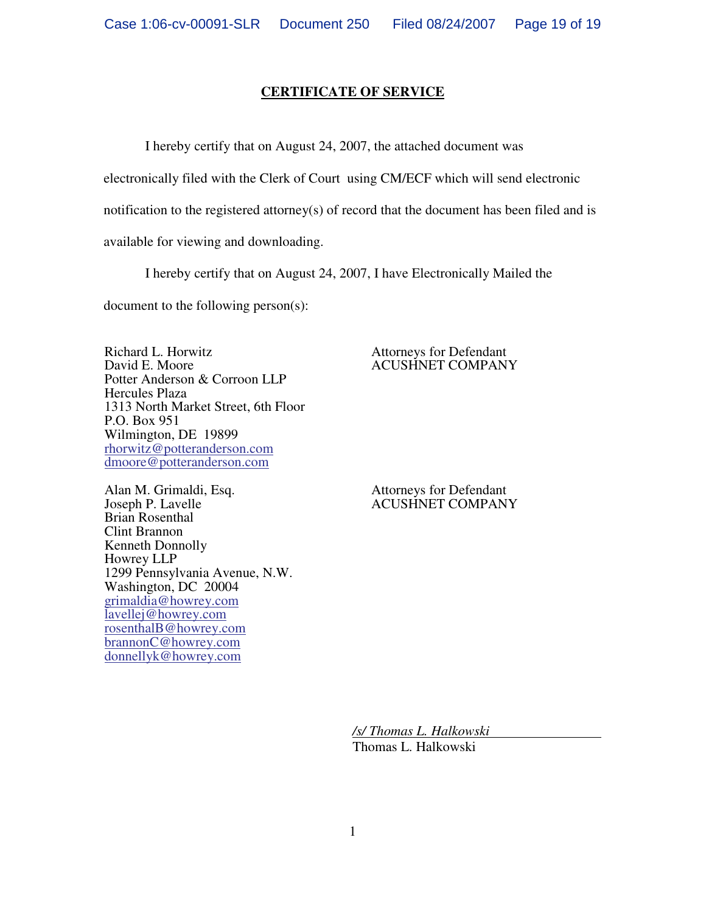## CERTIFICATE OF SERVICE

I hereby certify that on August 24, 2007, the attached document was electronically filed with the Clerk of Court using CM/ECF which will send electronic notification to the registered attorney(s) of record that the document has been filed and is available for viewing and downloading.

I hereby certify that on August 24, 2007, I have Electronically Mailed the document to the following person(s):

Richard L. Horwitz
David E. Moore
Potter Anderson & Corroon LLP
Hercules Plaza
1313 North Market Street, 6th Floor
P.O. Box 951
Wilmington, DE 19899
rhorwitz@potteranderson.com
dmoore@potteranderson.com

Attorneys for Defendant
ACUSHNET COMPANY

Alan M. Grimaldi, Esq.
Joseph P. Lavelle
Brian Rosenthal
Clint Brannon
Kenneth Donnolly
Howrey LLP
1299 Pennsylvania Avenue, N.W.
Washington, DC 20004
grimaldia@howrey.com
lavellej@howrey.com
rosenthalB@howrey.com
brannonC@howrey.com
donnellyk@howrey.com

Attorneys for Defendant
ACUSHNET COMPANY

*/s/ Thomas L. Halkowski*
Thomas L. Halkowski